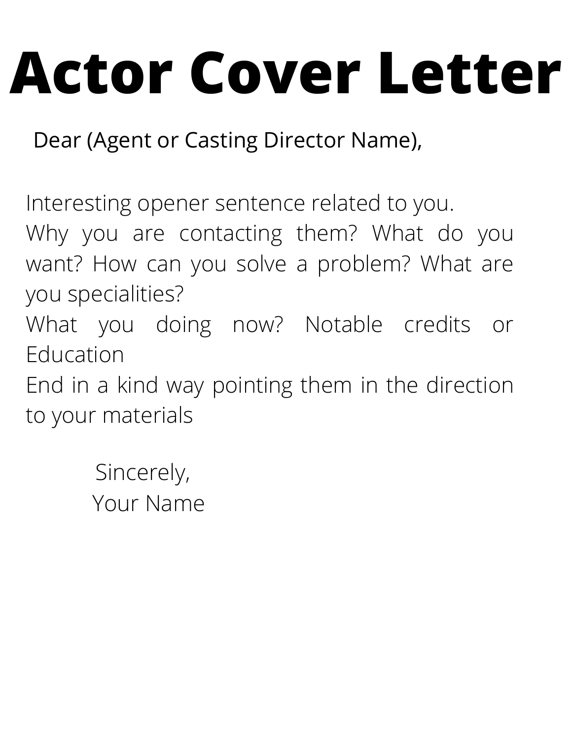# Actor Cover Letter

Dear (Agent or Casting Director Name),

Interesting opener sentence related to you.
Why you are contacting them? What do you want? How can you solve a problem? What are you specialities?
What you doing now? Notable credits or Education
End in a kind way pointing them in the direction to your materials

Sincerely,
Your Name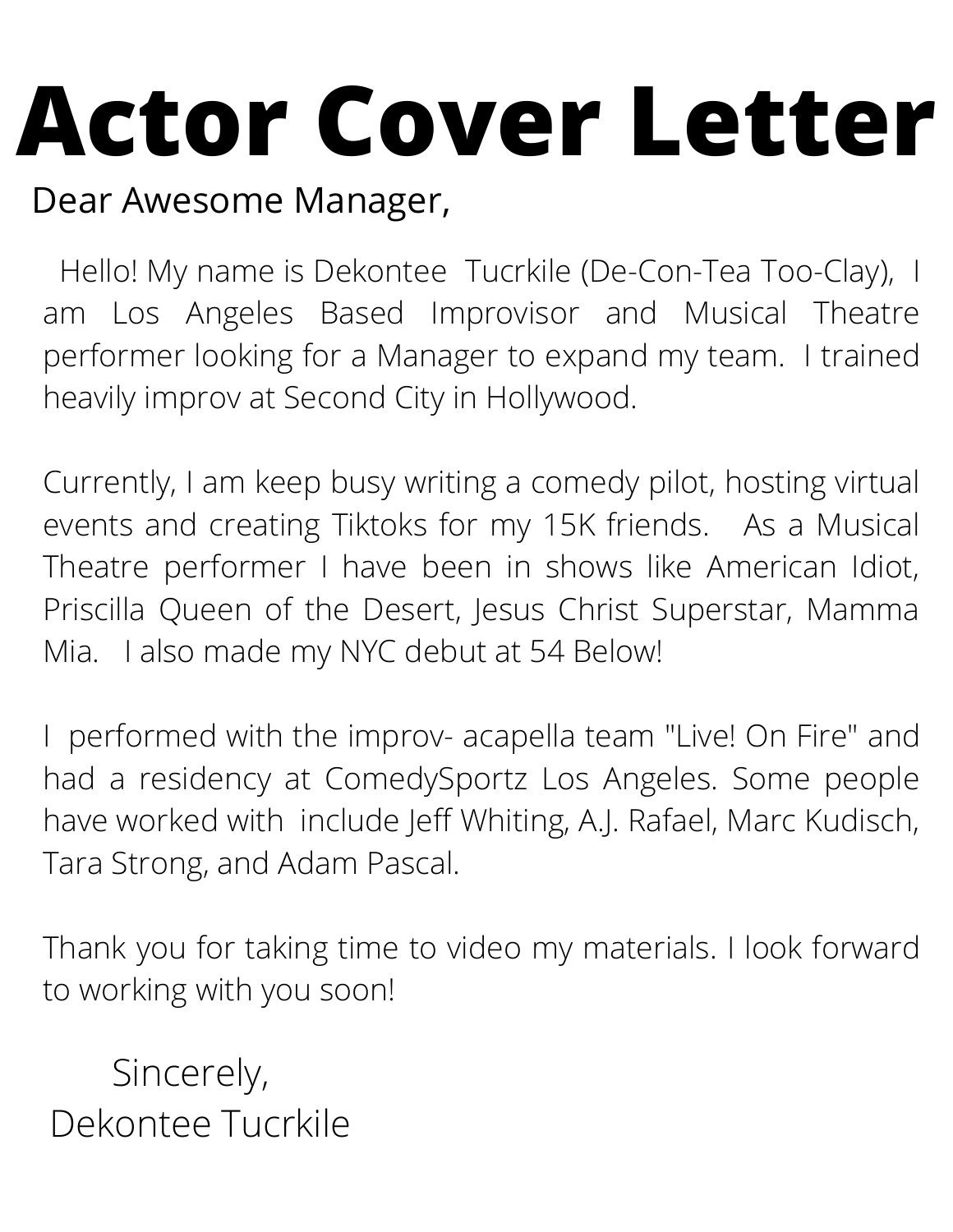# Actor Cover Letter

Dear Awesome Manager,

Hello! My name is Dekontee Tucrkile (De-Con-Tea Too-Clay), I am Los Angeles Based Improvisor and Musical Theatre performer looking for a Manager to expand my team. I trained heavily improv at Second City in Hollywood.

Currently, I am keep busy writing a comedy pilot, hosting virtual events and creating Tiktoks for my 15K friends. As a Musical Theatre performer I have been in shows like American Idiot, Priscilla Queen of the Desert, Jesus Christ Superstar, Mamma Mia. I also made my NYC debut at 54 Below!

I performed with the improv- acapella team "Live! On Fire" and had a residency at ComedySportz Los Angeles. Some people have worked with include Jeff Whiting, A.J. Rafael, Marc Kudisch, Tara Strong, and Adam Pascal.

Thank you for taking time to video my materials. I look forward to working with you soon!

Sincerely,
Dekontee Tucrkile